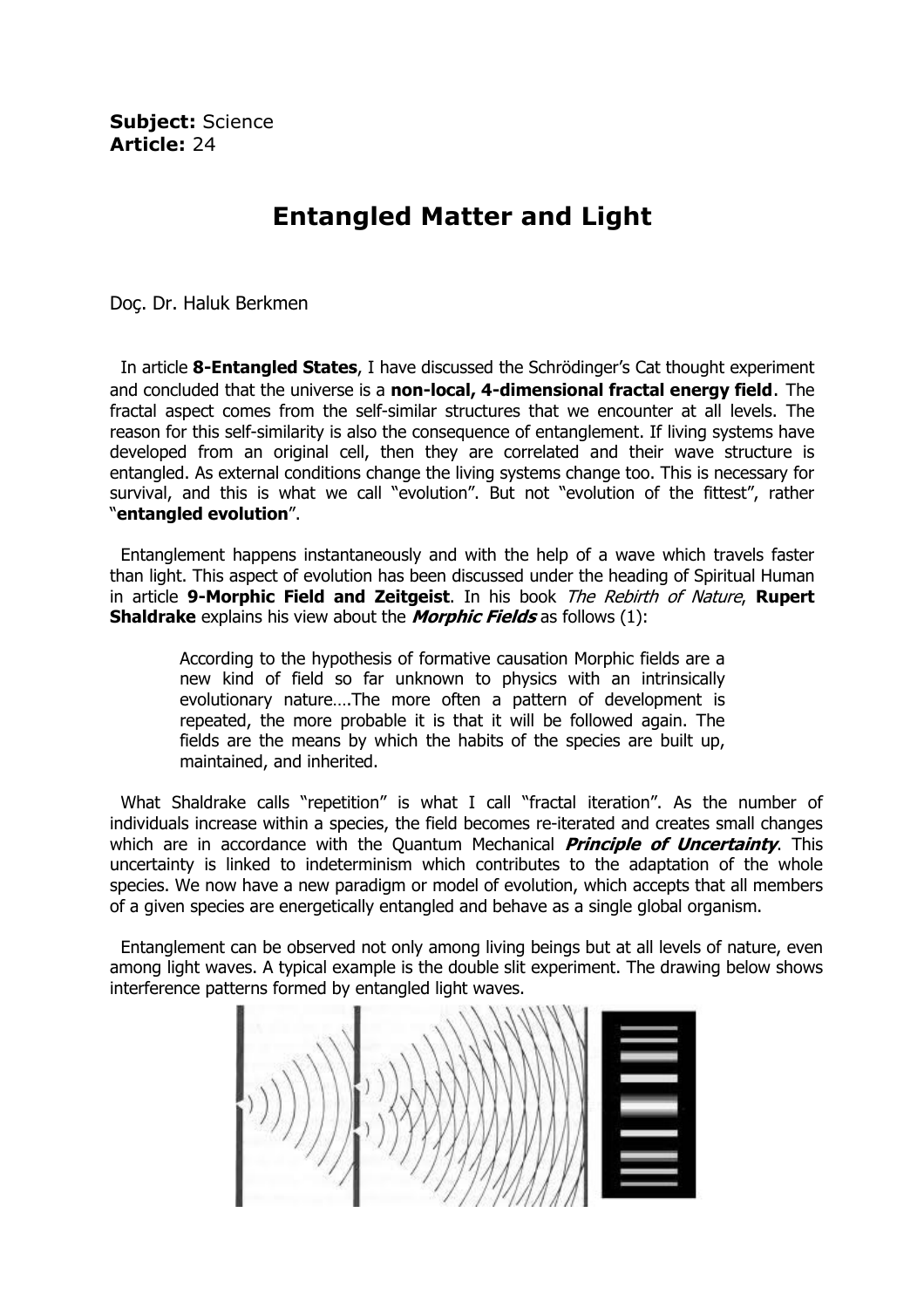**Subject:** Science
**Article:** 24

# Entangled Matter and Light

Doç. Dr. Haluk Berkmen

In article **8-Entangled States**, I have discussed the Schrödinger's Cat thought experiment and concluded that the universe is a **non-local, 4-dimensional fractal energy field**. The fractal aspect comes from the self-similar structures that we encounter at all levels. The reason for this self-similarity is also the consequence of entanglement. If living systems have developed from an original cell, then they are correlated and their wave structure is entangled. As external conditions change the living systems change too. This is necessary for survival, and this is what we call "evolution". But not "evolution of the fittest", rather "**entangled evolution**".

Entanglement happens instantaneously and with the help of a wave which travels faster than light. This aspect of evolution has been discussed under the heading of Spiritual Human in article **9-Morphic Field and Zeitgeist**. In his book *The Rebirth of Nature*, **Rupert Shaldrake** explains his view about the ***Morphic Fields*** as follows (1):

> According to the hypothesis of formative causation Morphic fields are a new kind of field so far unknown to physics with an intrinsically evolutionary nature….The more often a pattern of development is repeated, the more probable it is that it will be followed again. The fields are the means by which the habits of the species are built up, maintained, and inherited.

What Shaldrake calls "repetition" is what I call "fractal iteration". As the number of individuals increase within a species, the field becomes re-iterated and creates small changes which are in accordance with the Quantum Mechanical ***Principle of Uncertainty***. This uncertainty is linked to indeterminism which contributes to the adaptation of the whole species. We now have a new paradigm or model of evolution, which accepts that all members of a given species are energetically entangled and behave as a single global organism.

Entanglement can be observed not only among living beings but at all levels of nature, even among light waves. A typical example is the double slit experiment. The drawing below shows interference patterns formed by entangled light waves.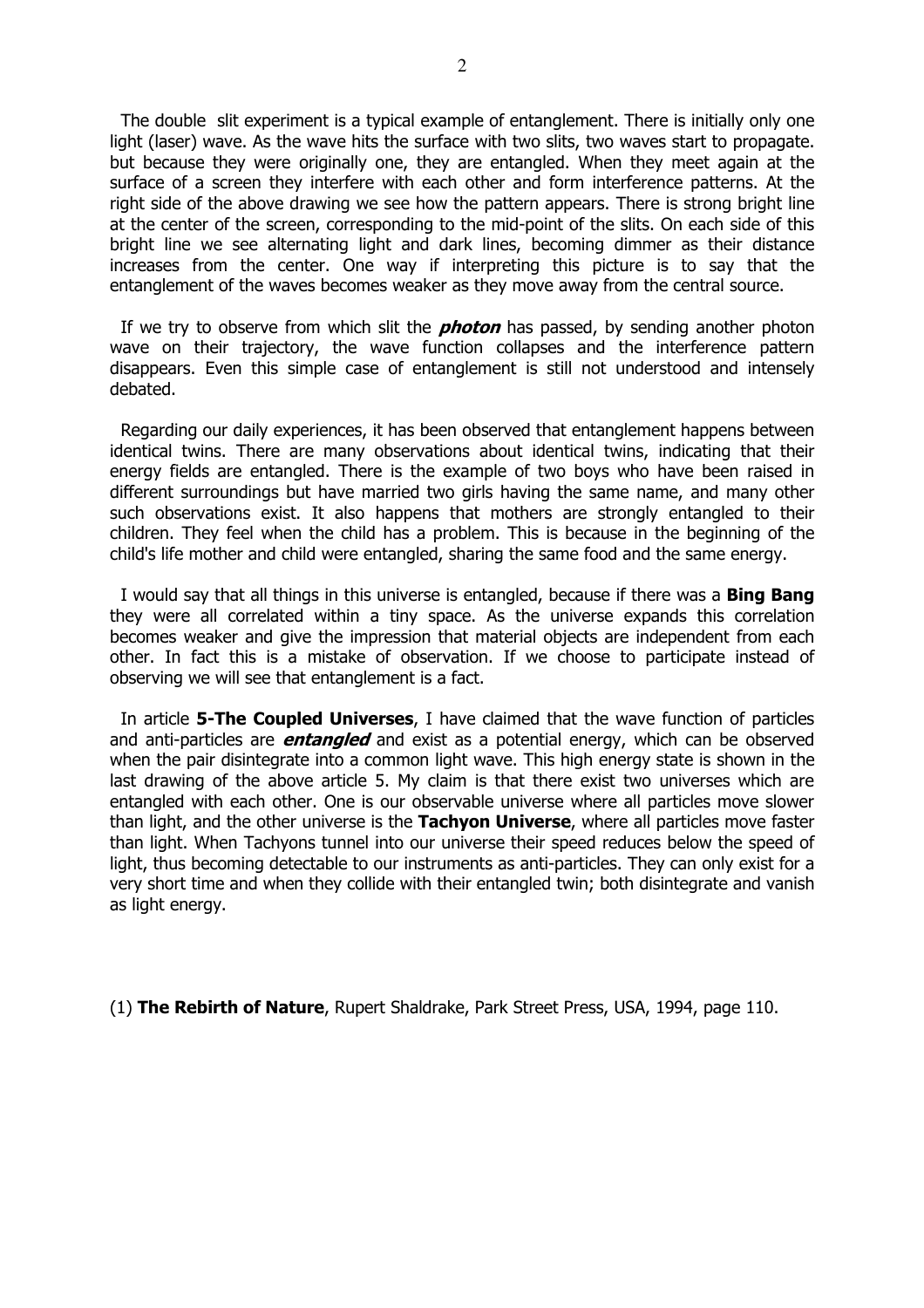The double  slit experiment is a typical example of entanglement. There is initially only one light (laser) wave. As the wave hits the surface with two slits, two waves start to propagate. but because they were originally one, they are entangled. When they meet again at the surface of a screen they interfere with each other and form interference patterns. At the right side of the above drawing we see how the pattern appears. There is strong bright line at the center of the screen, corresponding to the mid-point of the slits. On each side of this bright line we see alternating light and dark lines, becoming dimmer as their distance increases from the center. One way if interpreting this picture is to say that the entanglement of the waves becomes weaker as they move away from the central source.

If we try to observe from which slit the ***photon*** has passed, by sending another photon wave on their trajectory, the wave function collapses and the interference pattern disappears. Even this simple case of entanglement is still not understood and intensely debated.

Regarding our daily experiences, it has been observed that entanglement happens between identical twins. There are many observations about identical twins, indicating that their energy fields are entangled. There is the example of two boys who have been raised in different surroundings but have married two girls having the same name, and many other such observations exist. It also happens that mothers are strongly entangled to their children. They feel when the child has a problem. This is because in the beginning of the child's life mother and child were entangled, sharing the same food and the same energy.

I would say that all things in this universe is entangled, because if there was a **Bing Bang** they were all correlated within a tiny space. As the universe expands this correlation becomes weaker and give the impression that material objects are independent from each other. In fact this is a mistake of observation. If we choose to participate instead of observing we will see that entanglement is a fact.

In article **5-The Coupled Universes**, I have claimed that the wave function of particles and anti-particles are ***entangled*** and exist as a potential energy, which can be observed when the pair disintegrate into a common light wave. This high energy state is shown in the last drawing of the above article 5. My claim is that there exist two universes which are entangled with each other. One is our observable universe where all particles move slower than light, and the other universe is the **Tachyon Universe**, where all particles move faster than light. When Tachyons tunnel into our universe their speed reduces below the speed of light, thus becoming detectable to our instruments as anti-particles. They can only exist for a very short time and when they collide with their entangled twin; both disintegrate and vanish as light energy.

(1) **The Rebirth of Nature**, Rupert Shaldrake, Park Street Press, USA, 1994, page 110.